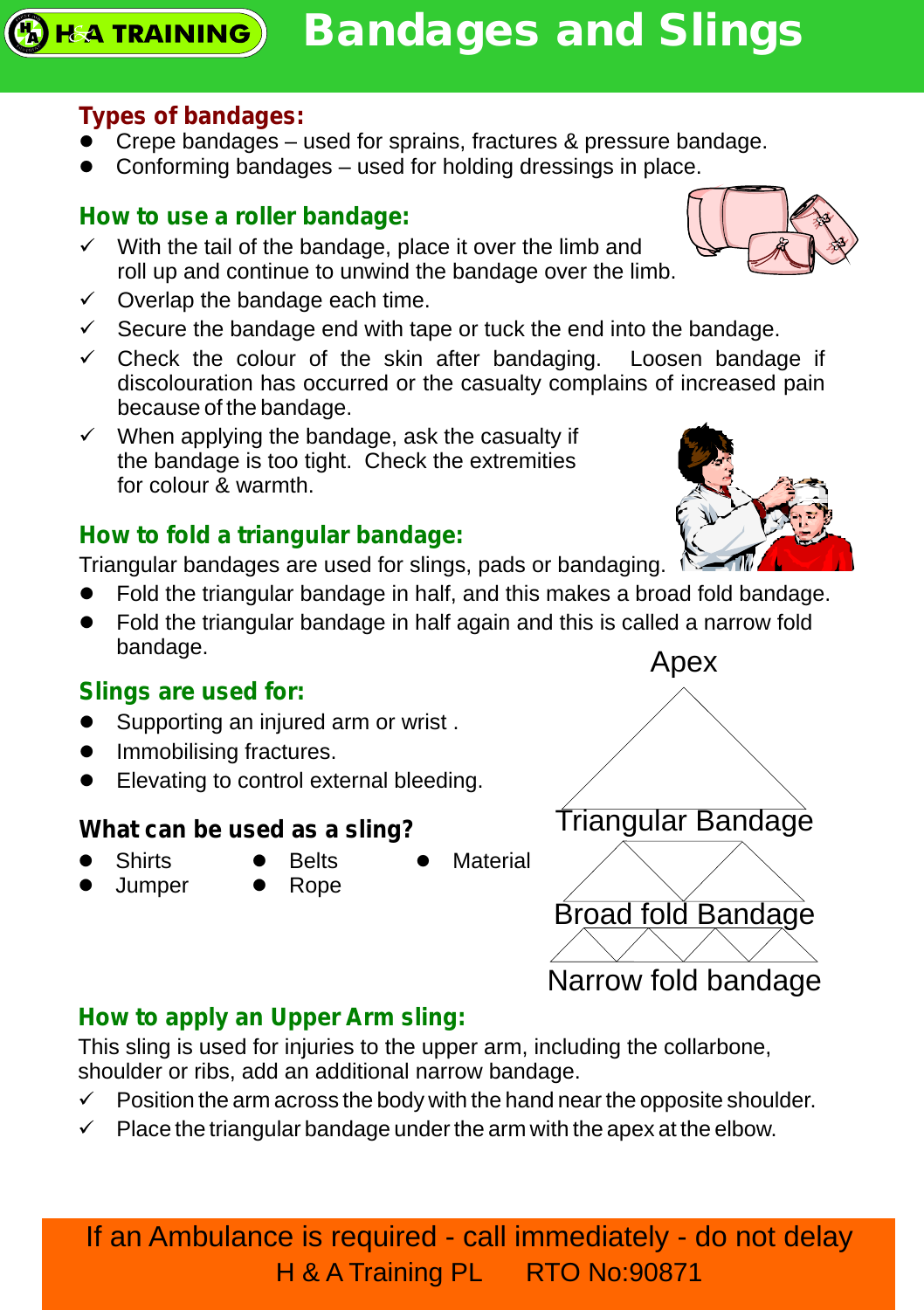# Bandages and Slings

H&A TRAINING

### Types of bandages:

- Crepe bandages – used for sprains, fractures & pressure bandage.
- Conforming bandages – used for holding dressings in place.

### How to use a roller bandage:

- ✓ With the tail of the bandage, place it over the limb and roll up and continue to unwind the bandage over the limb.
- ✓ Overlap the bandage each time.
- ✓ Secure the bandage end with tape or tuck the end into the bandage.
- ✓ Check the colour of the skin after bandaging. Loosen bandage if discolouration has occurred or the casualty complains of increased pain because of the bandage.
- ✓ When applying the bandage, ask the casualty if the bandage is too tight. Check the extremities for colour & warmth.

### How to fold a triangular bandage:

Triangular bandages are used for slings, pads or bandaging.

- Fold the triangular bandage in half, and this makes a broad fold bandage.
- Fold the triangular bandage in half again and this is called a narrow fold bandage.

Apex

Triangular Bandage

Broad fold Bandage

Narrow fold bandage

### Slings are used for:

- Supporting an injured arm or wrist .
- Immobilising fractures.
- Elevating to control external bleeding.

### What can be used as a sling?

- Shirts
- Jumper
- Belts
- Rope
- Material

### How to apply an Upper Arm sling:

This sling is used for injuries to the upper arm, including the collarbone, shoulder or ribs, add an additional narrow bandage.

- ✓ Position the arm across the body with the hand near the opposite shoulder.
- ✓ Place the triangular bandage under the arm with the apex at the elbow.

If an Ambulance is required - call immediately - do not delay

H & A Training PL RTO No:90871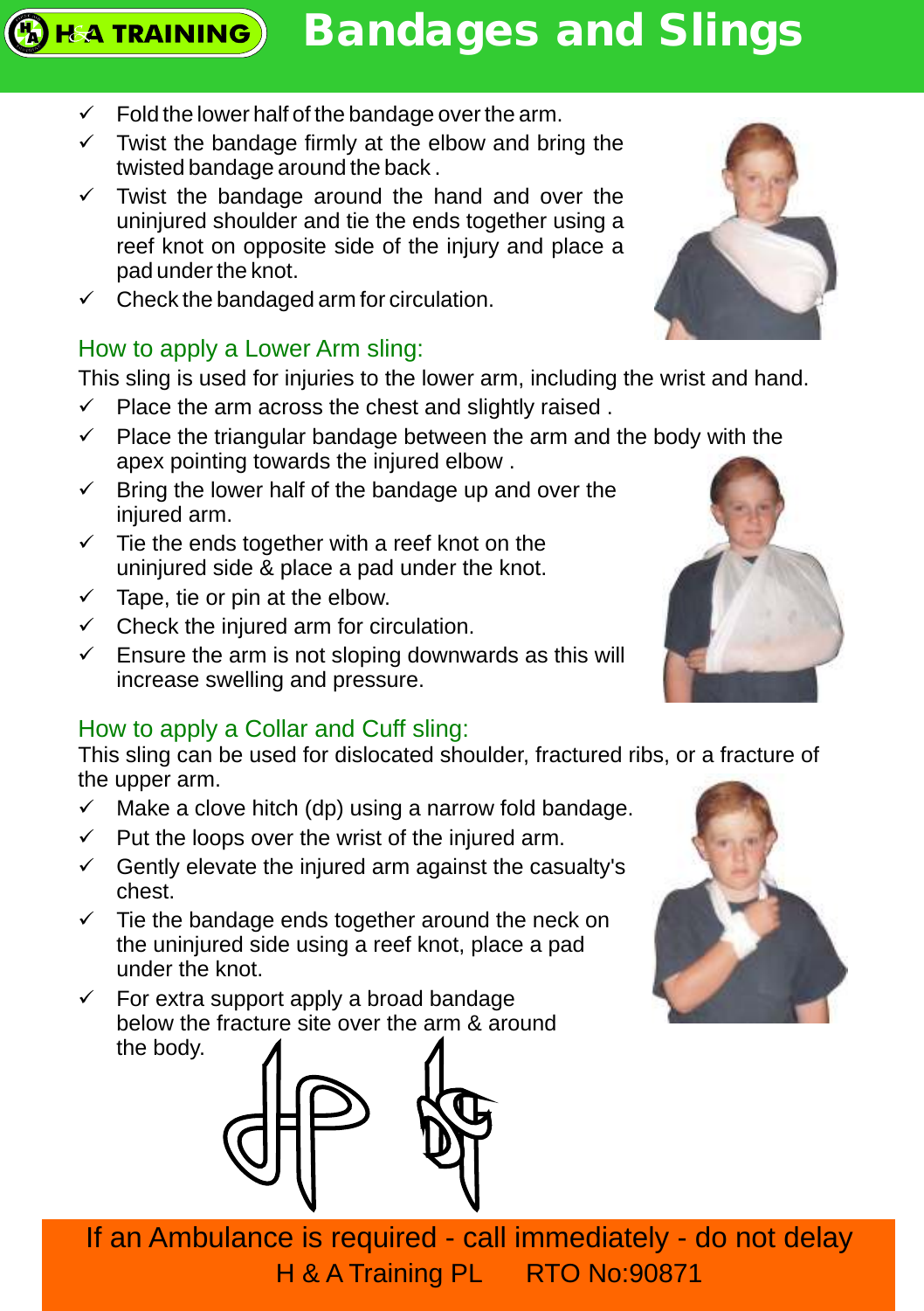- ✓ Fold the lower half of the bandage over the arm.
- ✓ Twist the bandage firmly at the elbow and bring the twisted bandage around the back .
- ✓ Twist the bandage around the hand and over the uninjured shoulder and tie the ends together using a reef knot on opposite side of the injury and place a pad under the knot.
- ✓ Check the bandaged arm for circulation.

## How to apply a Lower Arm sling:

This sling is used for injuries to the lower arm, including the wrist and hand.

- ✓ Place the arm across the chest and slightly raised .
- ✓ Place the triangular bandage between the arm and the body with the apex pointing towards the injured elbow .
- ✓ Bring the lower half of the bandage up and over the injured arm.
- ✓ Tie the ends together with a reef knot on the uninjured side & place a pad under the knot.
- ✓ Tape, tie or pin at the elbow.
- ✓ Check the injured arm for circulation.
- ✓ Ensure the arm is not sloping downwards as this will increase swelling and pressure.

## How to apply a Collar and Cuff sling:

This sling can be used for dislocated shoulder, fractured ribs, or a fracture of the upper arm.

- ✓ Make a clove hitch (dp) using a narrow fold bandage.
- ✓ Put the loops over the wrist of the injured arm.
- ✓ Gently elevate the injured arm against the casualty's chest.
- ✓ Tie the bandage ends together around the neck on the uninjured side using a reef knot, place a pad under the knot.
- ✓ For extra support apply a broad bandage below the fracture site over the arm & around the body.

If an Ambulance is required - call immediately - do not delay

H & A Training PL RTO No:90871